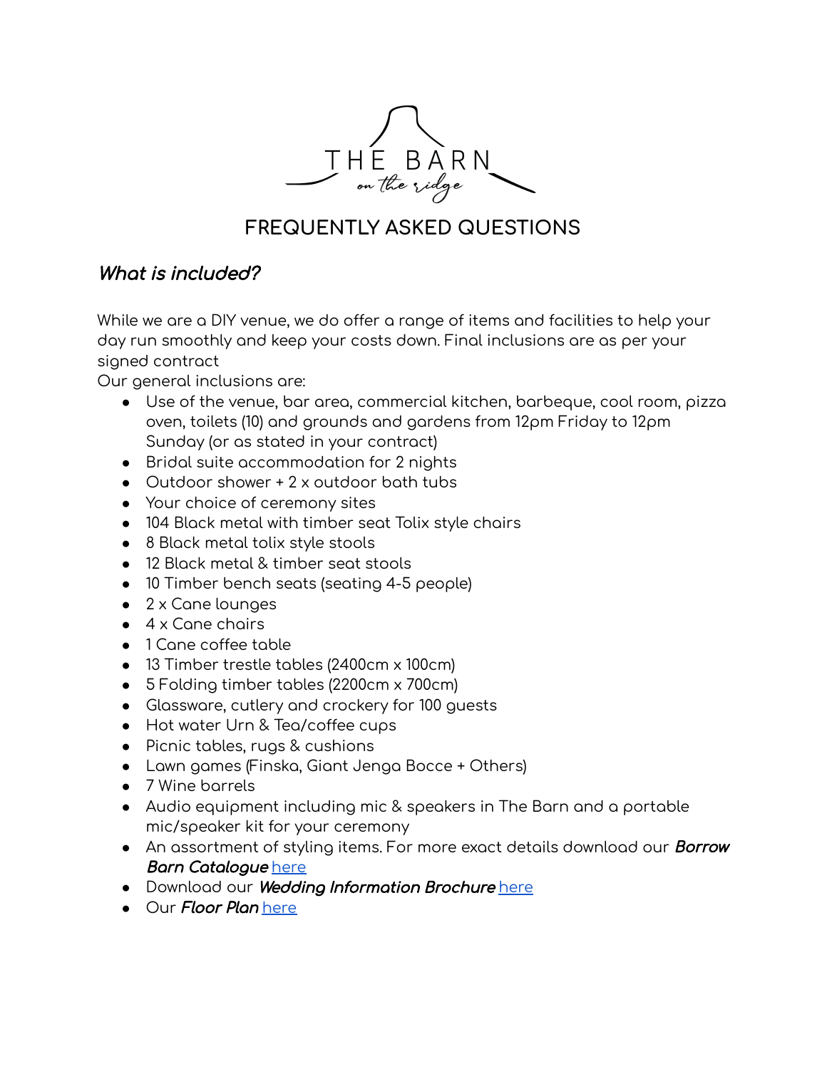THE BARN *on the ridge*

# FREQUENTLY ASKED QUESTIONS

## *What is included?*

While we are a DIY venue, we do offer a range of items and facilities to help your day run smoothly and keep your costs down. Final inclusions are as per your signed contract

Our general inclusions are:

- Use of the venue, bar area, commercial kitchen, barbeque, cool room, pizza oven, toilets (10) and grounds and gardens from 12pm Friday to 12pm Sunday (or as stated in your contract)
- Bridal suite accommodation for 2 nights
- Outdoor shower + 2 x outdoor bath tubs
- Your choice of ceremony sites
- 104 Black metal with timber seat Tolix style chairs
- 8 Black metal tolix style stools
- 12 Black metal & timber seat stools
- 10 Timber bench seats (seating 4-5 people)
- 2 x Cane lounges
- 4 x Cane chairs
- 1 Cane coffee table
- 13 Timber trestle tables (2400cm x 100cm)
- 5 Folding timber tables (2200cm x 700cm)
- Glassware, cutlery and crockery for 100 guests
- Hot water Urn & Tea/coffee cups
- Picnic tables, rugs & cushions
- Lawn games (Finska, Giant Jenga Bocce + Others)
- 7 Wine barrels
- Audio equipment including mic & speakers in The Barn and a portable mic/speaker kit for your ceremony
- An assortment of styling items. For more exact details download our ***Borrow Barn Catalogue*** here
- Download our ***Wedding Information Brochure*** here
- Our ***Floor Plan*** here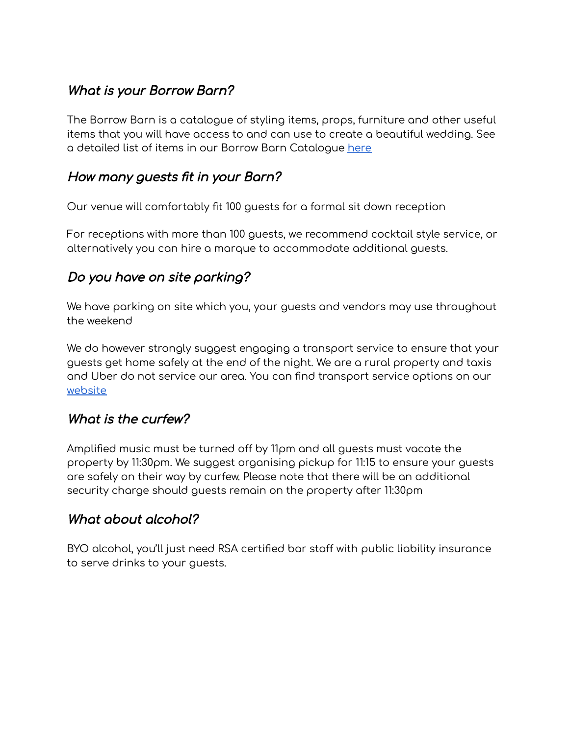## *What is your Borrow Barn?*

The Borrow Barn is a catalogue of styling items, props, furniture and other useful items that you will have access to and can use to create a beautiful wedding. See a detailed list of items in our Borrow Barn Catalogue here

## *How many guests fit in your Barn?*

Our venue will comfortably fit 100 guests for a formal sit down reception

For receptions with more than 100 guests, we recommend cocktail style service, or alternatively you can hire a marque to accommodate additional guests.

## *Do you have on site parking?*

We have parking on site which you, your guests and vendors may use throughout the weekend

We do however strongly suggest engaging a transport service to ensure that your guests get home safely at the end of the night. We are a rural property and taxis and Uber do not service our area. You can find transport service options on our website

## *What is the curfew?*

Amplified music must be turned off by 11pm and all guests must vacate the property by 11:30pm. We suggest organising pickup for 11:15 to ensure your guests are safely on their way by curfew. Please note that there will be an additional security charge should guests remain on the property after 11:30pm

## *What about alcohol?*

BYO alcohol, you'll just need RSA certified bar staff with public liability insurance to serve drinks to your guests.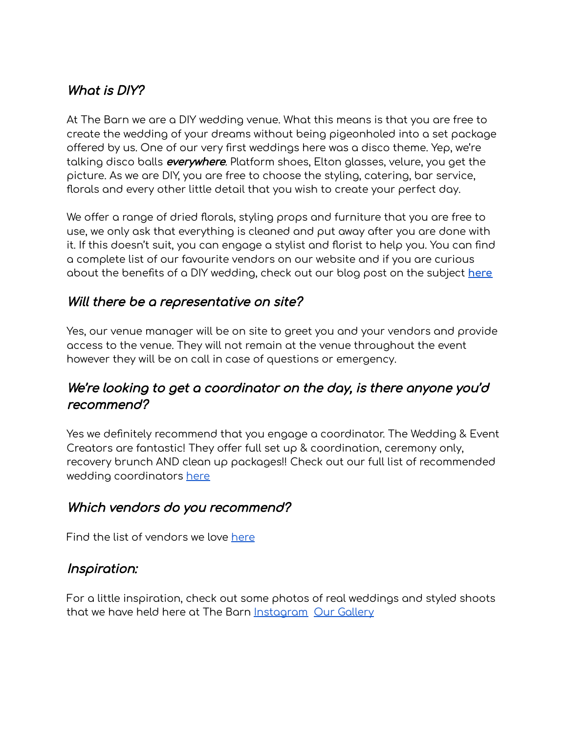## *What is DIY?*

At The Barn we are a DIY wedding venue. What this means is that you are free to create the wedding of your dreams without being pigeonholed into a set package offered by us. One of our very first weddings here was a disco theme. Yep, we're talking disco balls ***everywhere***. Platform shoes, Elton glasses, velure, you get the picture. As we are DIY, you are free to choose the styling, catering, bar service, florals and every other little detail that you wish to create your perfect day.

We offer a range of dried florals, styling props and furniture that you are free to use, we only ask that everything is cleaned and put away after you are done with it. If this doesn't suit, you can engage a stylist and florist to help you. You can find a complete list of our favourite vendors on our website and if you are curious about the benefits of a DIY wedding, check out our blog post on the subject **here**

## *Will there be a representative on site?*

Yes, our venue manager will be on site to greet you and your vendors and provide access to the venue. They will not remain at the venue throughout the event however they will be on call in case of questions or emergency.

## *We're looking to get a coordinator on the day, is there anyone you'd recommend?*

Yes we definitely recommend that you engage a coordinator. The Wedding & Event Creators are fantastic! They offer full set up & coordination, ceremony only, recovery brunch AND clean up packages!! Check out our full list of recommended wedding coordinators here

## *Which vendors do you recommend?*

Find the list of vendors we love here

## *Inspiration:*

For a little inspiration, check out some photos of real weddings and styled shoots that we have held here at The Barn Instagram Our Gallery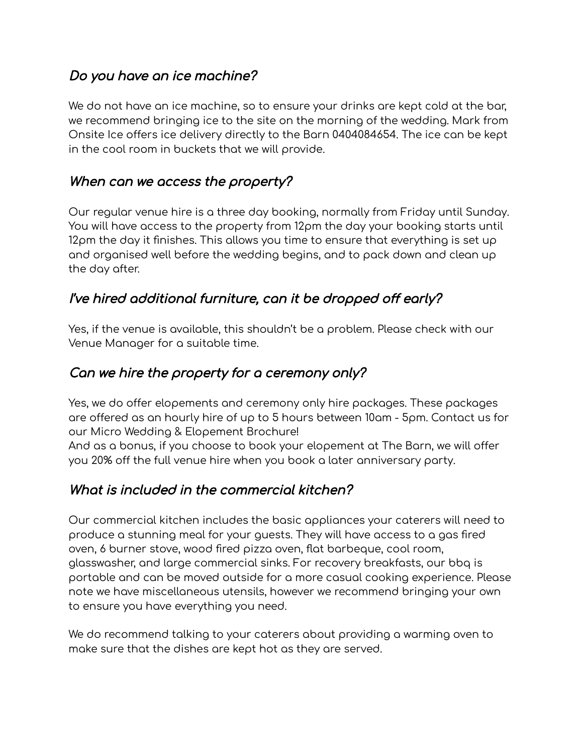## *Do you have an ice machine?*

We do not have an ice machine, so to ensure your drinks are kept cold at the bar, we recommend bringing ice to the site on the morning of the wedding. Mark from Onsite Ice offers ice delivery directly to the Barn 0404084654. The ice can be kept in the cool room in buckets that we will provide.

## *When can we access the property?*

Our regular venue hire is a three day booking, normally from Friday until Sunday. You will have access to the property from 12pm the day your booking starts until 12pm the day it finishes. This allows you time to ensure that everything is set up and organised well before the wedding begins, and to pack down and clean up the day after.

## *I've hired additional furniture, can it be dropped off early?*

Yes, if the venue is available, this shouldn't be a problem. Please check with our Venue Manager for a suitable time.

## *Can we hire the property for a ceremony only?*

Yes, we do offer elopements and ceremony only hire packages. These packages are offered as an hourly hire of up to 5 hours between 10am - 5pm. Contact us for our Micro Wedding & Elopement Brochure!
And as a bonus, if you choose to book your elopement at The Barn, we will offer you 20% off the full venue hire when you book a later anniversary party.

## *What is included in the commercial kitchen?*

Our commercial kitchen includes the basic appliances your caterers will need to produce a stunning meal for your guests. They will have access to a gas fired oven, 6 burner stove, wood fired pizza oven, flat barbeque, cool room, glasswasher, and large commercial sinks. For recovery breakfasts, our bbq is portable and can be moved outside for a more casual cooking experience. Please note we have miscellaneous utensils, however we recommend bringing your own to ensure you have everything you need.

We do recommend talking to your caterers about providing a warming oven to make sure that the dishes are kept hot as they are served.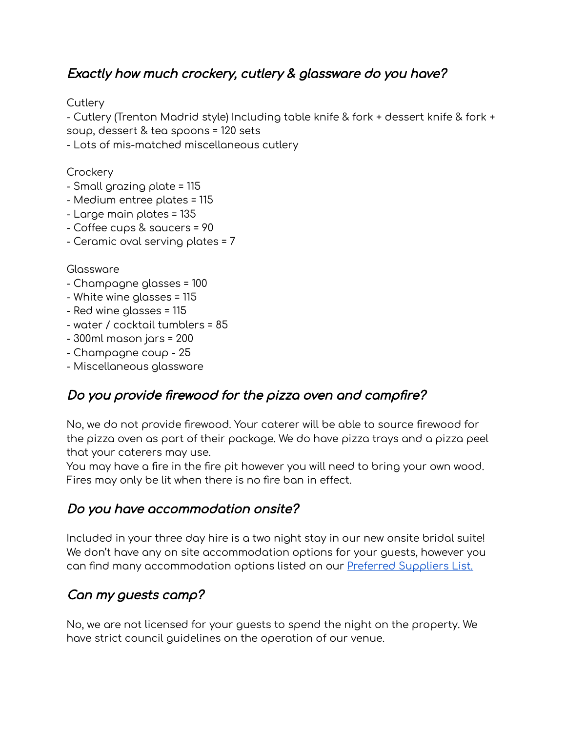## *Exactly how much crockery, cutlery & glassware do you have?*

Cutlery

- Cutlery (Trenton Madrid style) Including table knife & fork + dessert knife & fork + soup, dessert & tea spoons = 120 sets
- Lots of mis-matched miscellaneous cutlery

Crockery

- Small grazing plate = 115
- Medium entree plates = 115
- Large main plates = 135
- Coffee cups & saucers = 90
- Ceramic oval serving plates = 7

Glassware

- Champagne glasses = 100
- White wine glasses = 115
- Red wine glasses = 115
- water / cocktail tumblers = 85
- 300ml mason jars = 200
- Champagne coup - 25
- Miscellaneous glassware

## *Do you provide firewood for the pizza oven and campfire?*

No, we do not provide firewood. Your caterer will be able to source firewood for the pizza oven as part of their package. We do have pizza trays and a pizza peel that your caterers may use.
You may have a fire in the fire pit however you will need to bring your own wood. Fires may only be lit when there is no fire ban in effect.

## *Do you have accommodation onsite?*

Included in your three day hire is a two night stay in our new onsite bridal suite! We don't have any on site accommodation options for your guests, however you can find many accommodation options listed on our Preferred Suppliers List.

## *Can my guests camp?*

No, we are not licensed for your guests to spend the night on the property. We have strict council guidelines on the operation of our venue.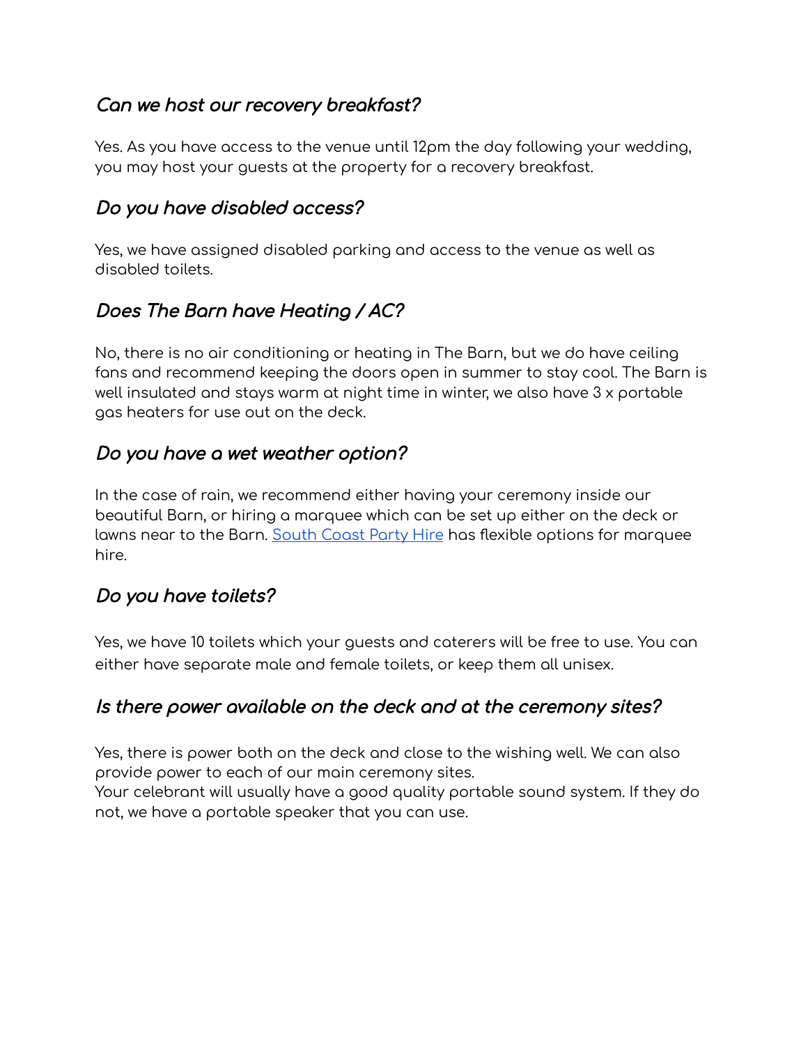### *Can we host our recovery breakfast?*

Yes. As you have access to the venue until 12pm the day following your wedding, you may host your guests at the property for a recovery breakfast.

### *Do you have disabled access?*

Yes, we have assigned disabled parking and access to the venue as well as disabled toilets.

### *Does The Barn have Heating / AC?*

No, there is no air conditioning or heating in The Barn, but we do have ceiling fans and recommend keeping the doors open in summer to stay cool. The Barn is well insulated and stays warm at night time in winter, we also have 3 x portable gas heaters for use out on the deck.

### *Do you have a wet weather option?*

In the case of rain, we recommend either having your ceremony inside our beautiful Barn, or hiring a marquee which can be set up either on the deck or lawns near to the Barn. South Coast Party Hire has flexible options for marquee hire.

### *Do you have toilets?*

Yes, we have 10 toilets which your guests and caterers will be free to use. You can either have separate male and female toilets, or keep them all unisex.

### *Is there power available on the deck and at the ceremony sites?*

Yes, there is power both on the deck and close to the wishing well. We can also provide power to each of our main ceremony sites.
Your celebrant will usually have a good quality portable sound system. If they do not, we have a portable speaker that you can use.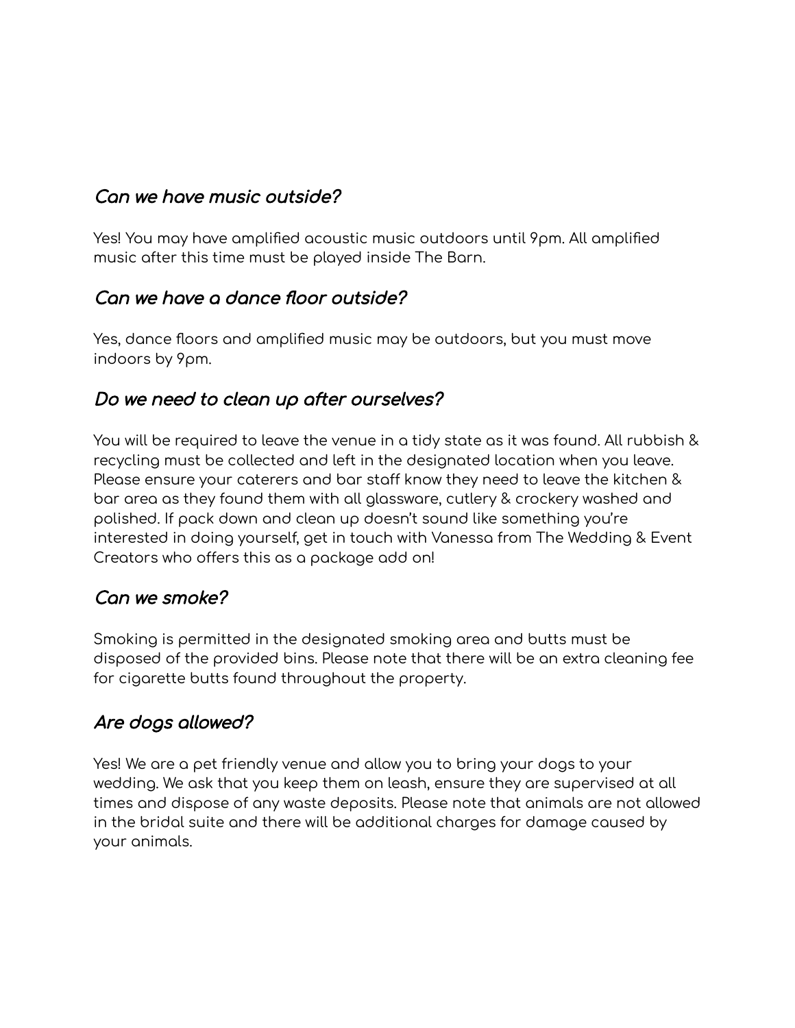### *Can we have music outside?*

Yes! You may have amplified acoustic music outdoors until 9pm. All amplified music after this time must be played inside The Barn.

### *Can we have a dance floor outside?*

Yes, dance floors and amplified music may be outdoors, but you must move indoors by 9pm.

### *Do we need to clean up after ourselves?*

You will be required to leave the venue in a tidy state as it was found. All rubbish & recycling must be collected and left in the designated location when you leave. Please ensure your caterers and bar staff know they need to leave the kitchen & bar area as they found them with all glassware, cutlery & crockery washed and polished. If pack down and clean up doesn't sound like something you're interested in doing yourself, get in touch with Vanessa from The Wedding & Event Creators who offers this as a package add on!

### *Can we smoke?*

Smoking is permitted in the designated smoking area and butts must be disposed of the provided bins. Please note that there will be an extra cleaning fee for cigarette butts found throughout the property.

### *Are dogs allowed?*

Yes! We are a pet friendly venue and allow you to bring your dogs to your wedding. We ask that you keep them on leash, ensure they are supervised at all times and dispose of any waste deposits. Please note that animals are not allowed in the bridal suite and there will be additional charges for damage caused by your animals.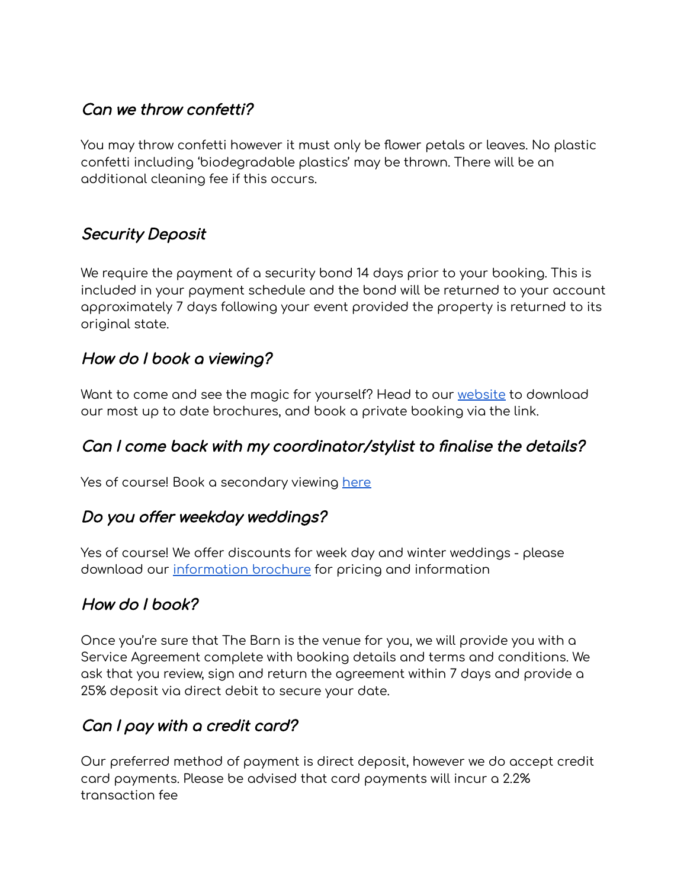### *Can we throw confetti?*

You may throw confetti however it must only be flower petals or leaves. No plastic confetti including 'biodegradable plastics' may be thrown. There will be an additional cleaning fee if this occurs.

### *Security Deposit*

We require the payment of a security bond 14 days prior to your booking. This is included in your payment schedule and the bond will be returned to your account approximately 7 days following your event provided the property is returned to its original state.

### *How do I book a viewing?*

Want to come and see the magic for yourself? Head to our [website] to download our most up to date brochures, and book a private booking via the link.

### *Can I come back with my coordinator/stylist to finalise the details?*

Yes of course! Book a secondary viewing [here]

### *Do you offer weekday weddings?*

Yes of course! We offer discounts for week day and winter weddings - please download our [information brochure] for pricing and information

### *How do I book?*

Once you're sure that The Barn is the venue for you, we will provide you with a Service Agreement complete with booking details and terms and conditions. We ask that you review, sign and return the agreement within 7 days and provide a 25% deposit via direct debit to secure your date.

### *Can I pay with a credit card?*

Our preferred method of payment is direct deposit, however we do accept credit card payments. Please be advised that card payments will incur a 2.2% transaction fee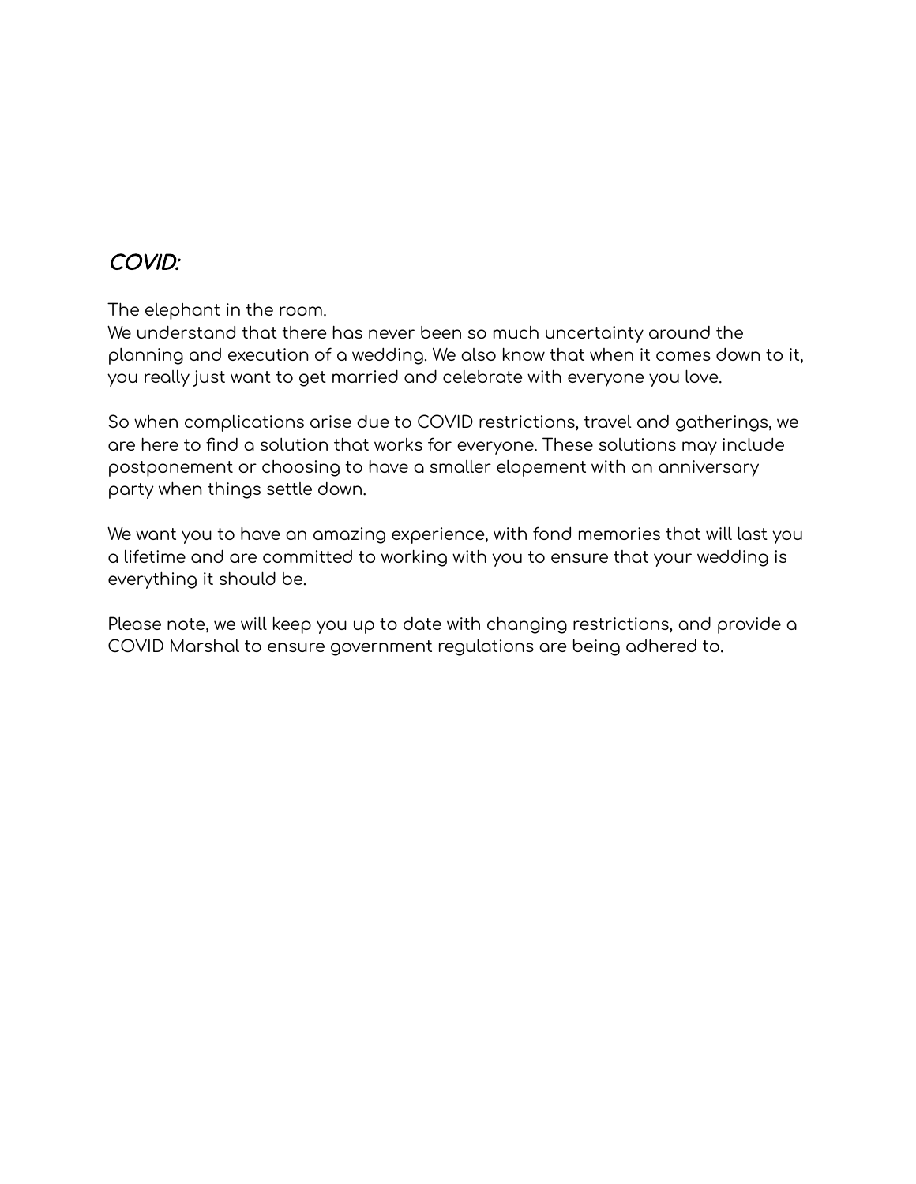## ***COVID:***

The elephant in the room.
We understand that there has never been so much uncertainty around the planning and execution of a wedding. We also know that when it comes down to it, you really just want to get married and celebrate with everyone you love.

So when complications arise due to COVID restrictions, travel and gatherings, we are here to find a solution that works for everyone. These solutions may include postponement or choosing to have a smaller elopement with an anniversary party when things settle down.

We want you to have an amazing experience, with fond memories that will last you a lifetime and are committed to working with you to ensure that your wedding is everything it should be.

Please note, we will keep you up to date with changing restrictions, and provide a COVID Marshal to ensure government regulations are being adhered to.